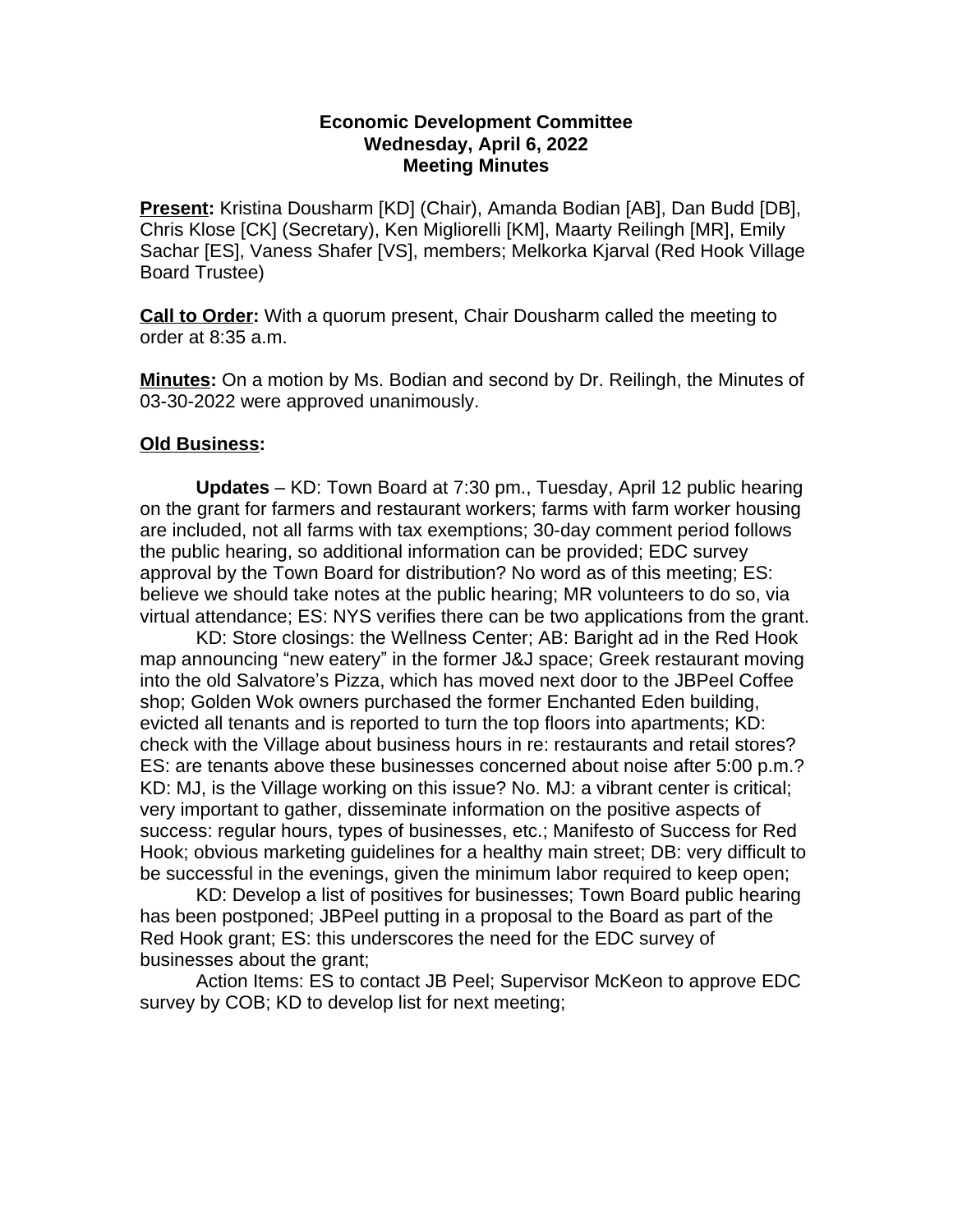**Economic Development Committee**
**Wednesday, April 6, 2022**
**Meeting Minutes**

**Present:** Kristina Dousharm [KD] (Chair), Amanda Bodian [AB], Dan Budd [DB], Chris Klose [CK] (Secretary), Ken Migliorelli [KM], Maarty Reilingh [MR], Emily Sachar [ES], Vaness Shafer [VS], members; Melkorka Kjarval (Red Hook Village Board Trustee)

**Call to Order:** With a quorum present, Chair Dousharm called the meeting to order at 8:35 a.m.

**Minutes:** On a motion by Ms. Bodian and second by Dr. Reilingh, the Minutes of 03-30-2022 were approved unanimously.

**Old Business:**

**Updates** – KD: Town Board at 7:30 pm., Tuesday, April 12 public hearing on the grant for farmers and restaurant workers; farms with farm worker housing are included, not all farms with tax exemptions; 30-day comment period follows the public hearing, so additional information can be provided; EDC survey approval by the Town Board for distribution? No word as of this meeting; ES: believe we should take notes at the public hearing; MR volunteers to do so, via virtual attendance; ES: NYS verifies there can be two applications from the grant.

KD: Store closings: the Wellness Center; AB: Baright ad in the Red Hook map announcing "new eatery" in the former J&J space; Greek restaurant moving into the old Salvatore's Pizza, which has moved next door to the JBPeel Coffee shop; Golden Wok owners purchased the former Enchanted Eden building, evicted all tenants and is reported to turn the top floors into apartments; KD: check with the Village about business hours in re: restaurants and retail stores? ES: are tenants above these businesses concerned about noise after 5:00 p.m.? KD: MJ, is the Village working on this issue? No. MJ: a vibrant center is critical; very important to gather, disseminate information on the positive aspects of success: regular hours, types of businesses, etc.; Manifesto of Success for Red Hook; obvious marketing guidelines for a healthy main street; DB: very difficult to be successful in the evenings, given the minimum labor required to keep open;

KD: Develop a list of positives for businesses; Town Board public hearing has been postponed; JBPeel putting in a proposal to the Board as part of the Red Hook grant; ES: this underscores the need for the EDC survey of businesses about the grant;

Action Items: ES to contact JB Peel; Supervisor McKeon to approve EDC survey by COB; KD to develop list for next meeting;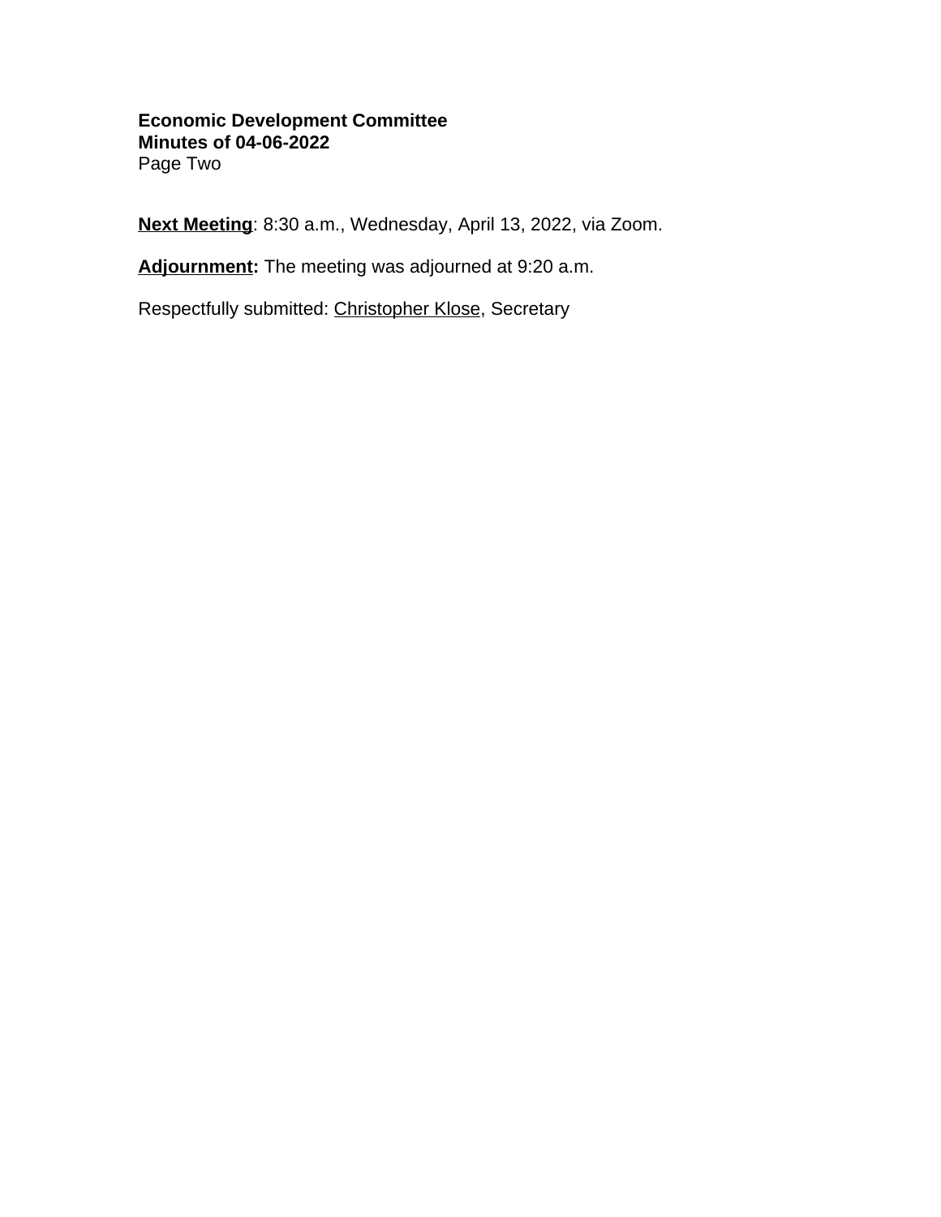**Next Meeting**: 8:30 a.m., Wednesday, April 13, 2022, via Zoom.

**Adjournment:** The meeting was adjourned at 9:20 a.m.

Respectfully submitted: Christopher Klose, Secretary